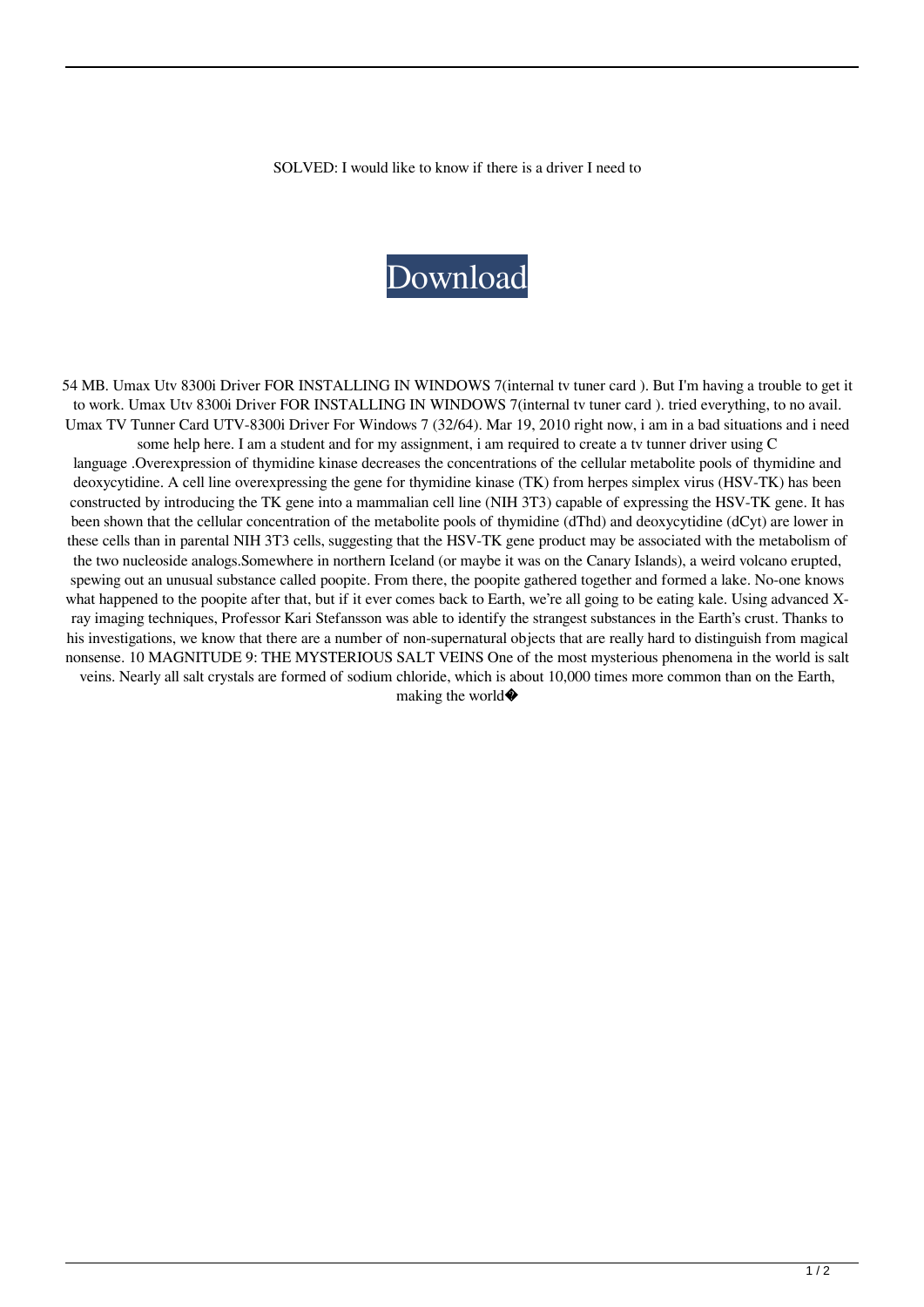SOLVED: I would like to know if there is a driver I need to

Download

54 MB. Umax Utv 8300i Driver FOR INSTALLING IN WINDOWS 7(internal tv tuner card ). But I'm having a trouble to get it to work. Umax Utv 8300i Driver FOR INSTALLING IN WINDOWS 7(internal tv tuner card ). tried everything, to no avail. Umax TV Tunner Card UTV-8300i Driver For Windows 7 (32/64). Mar 19, 2010 right now, i am in a bad situations and i need some help here. I am a student and for my assignment, i am required to create a tv tunner driver using C language .Overexpression of thymidine kinase decreases the concentrations of the cellular metabolite pools of thymidine and deoxycytidine. A cell line overexpressing the gene for thymidine kinase (TK) from herpes simplex virus (HSV-TK) has been constructed by introducing the TK gene into a mammalian cell line (NIH 3T3) capable of expressing the HSV-TK gene. It has been shown that the cellular concentration of the metabolite pools of thymidine (dThd) and deoxycytidine (dCyt) are lower in these cells than in parental NIH 3T3 cells, suggesting that the HSV-TK gene product may be associated with the metabolism of the two nucleoside analogs.Somewhere in northern Iceland (or maybe it was on the Canary Islands), a weird volcano erupted, spewing out an unusual substance called poopite. From there, the poopite gathered together and formed a lake. No-one knows what happened to the poopite after that, but if it ever comes back to Earth, we're all going to be eating kale. Using advanced X-ray imaging techniques, Professor Kari Stefansson was able to identify the strangest substances in the Earth's crust. Thanks to his investigations, we know that there are a number of non-supernatural objects that are really hard to distinguish from magical nonsense. 10 MAGNITUDE 9: THE MYSTERIOUS SALT VEINS One of the most mysterious phenomena in the world is salt veins. Nearly all salt crystals are formed of sodium chloride, which is about 10,000 times more common than on the Earth, making the world�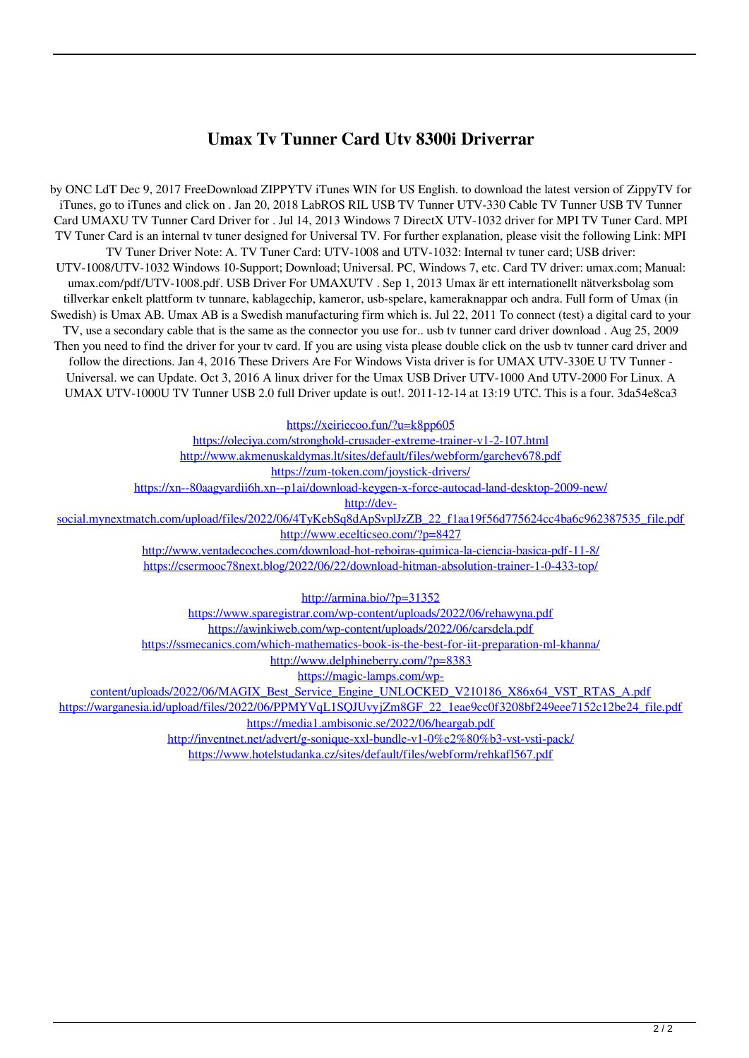# Umax Tv Tunner Card Utv 8300i Driverrar

by ONC LdT Dec 9, 2017 FreeDownload ZIPPYTV iTunes WIN for US English. to download the latest version of ZippyTV for iTunes, go to iTunes and click on . Jan 20, 2018 LabROS RIL USB TV Tunner UTV-330 Cable TV Tunner USB TV Tunner Card UMAXU TV Tunner Card Driver for . Jul 14, 2013 Windows 7 DirectX UTV-1032 driver for MPI TV Tuner Card. MPI TV Tuner Card is an internal tv tuner designed for Universal TV. For further explanation, please visit the following Link: MPI TV Tuner Driver Note: A. TV Tuner Card: UTV-1008 and UTV-1032: Internal tv tuner card; USB driver: UTV-1008/UTV-1032 Windows 10-Support; Download; Universal. PC, Windows 7, etc. Card TV driver: umax.com; Manual: umax.com/pdf/UTV-1008.pdf. USB Driver For UMAXUTV . Sep 1, 2013 Umax är ett internationellt nätverksbolag som tillverkar enkelt plattform tv tunnare, kablagechip, kameror, usb-spelare, kameraknappar och andra. Full form of Umax (in Swedish) is Umax AB. Umax AB is a Swedish manufacturing firm which is. Jul 22, 2011 To connect (test) a digital card to your TV, use a secondary cable that is the same as the connector you use for.. usb tv tunner card driver download . Aug 25, 2009 Then you need to find the driver for your tv card. If you are using vista please double click on the usb tv tunner card driver and follow the directions. Jan 4, 2016 These Drivers Are For Windows Vista driver is for UMAX UTV-330E U TV Tunner - Universal. we can Update. Oct 3, 2016 A linux driver for the Umax USB Driver UTV-1000 And UTV-2000 For Linux. A UMAX UTV-1000U TV Tunner USB 2.0 full Driver update is out!. 2011-12-14 at 13:19 UTC. This is a four. 3da54e8ca3

https://xeiriecoo.fun/?u=k8pp605
https://oleciya.com/stronghold-crusader-extreme-trainer-v1-2-107.html
http://www.akmenuskaldymas.lt/sites/default/files/webform/garchev678.pdf
https://zum-token.com/joystick-drivers/
https://xn--80aagyardii6h.xn--p1ai/download-keygen-x-force-autocad-land-desktop-2009-new/
http://dev-social.mynextmatch.com/upload/files/2022/06/4TyKebSq8dApSvplJzZB_22_f1aa19f56d775624cc4ba6c962387535_file.pdf
http://www.ecelticseo.com/?p=8427
http://www.ventadecoches.com/download-hot-reboiras-quimica-la-ciencia-basica-pdf-11-8/
https://csermooc78next.blog/2022/06/22/download-hitman-absolution-trainer-1-0-433-top/

http://armina.bio/?p=31352
https://www.sparegistrar.com/wp-content/uploads/2022/06/rehawyna.pdf
https://awinkiweb.com/wp-content/uploads/2022/06/carsdela.pdf
https://ssmecanics.com/which-mathematics-book-is-the-best-for-iit-preparation-ml-khanna/
http://www.delphineberry.com/?p=8383
https://magic-lamps.com/wp-content/uploads/2022/06/MAGIX_Best_Service_Engine_UNLOCKED_V210186_X86x64_VST_RTAS_A.pdf
https://warganesia.id/upload/files/2022/06/PPMYVqL1SQJUvyjZm8GF_22_1eae9cc0f3208bf249eee7152c12be24_file.pdf
https://media1.ambisonic.se/2022/06/heargab.pdf
http://inventnet.net/advert/g-sonique-xxl-bundle-v1-0%e2%80%b3-vst-vsti-pack/
https://www.hotelstudanka.cz/sites/default/files/webform/rehkafl567.pdf